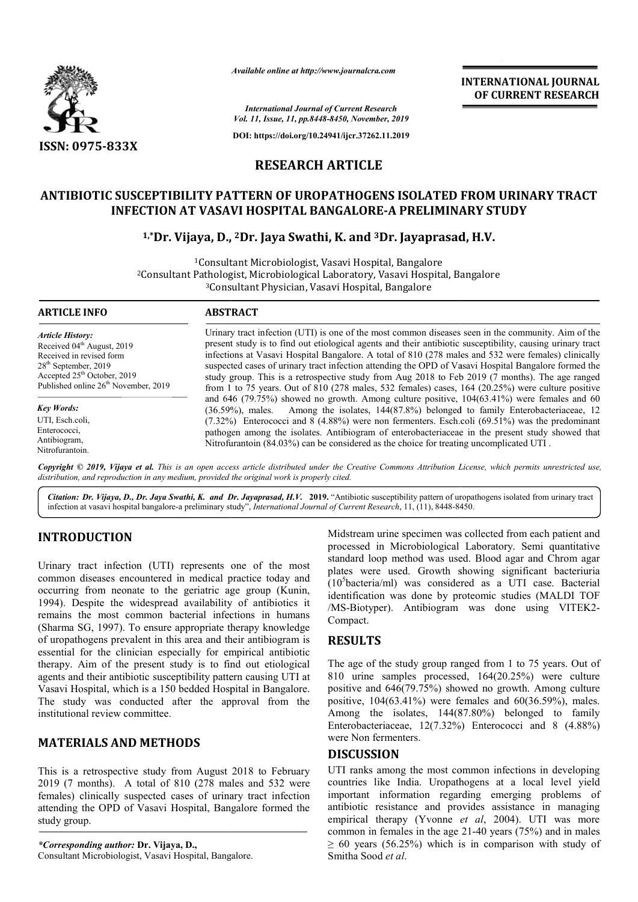# RESEARCH ARTICLE

## ANTIBIOTIC SUSCEPTIBILITY PATTERN OF UROPATHOGENS ISOLATED FROM URINARY TRACT INFECTION AT VASAVI HOSPITAL BANGALORE-A PRELIMINARY STUDY

**[1,*]Dr. Vijaya, D., [2]Dr. Jaya Swathi, K. and [3]Dr. Jayaprasad, H.V.**

[1]Consultant Microbiologist, Vasavi Hospital, Bangalore
[2]Consultant Pathologist, Microbiological Laboratory, Vasavi Hospital, Bangalore
[3]Consultant Physician, Vasavi Hospital, Bangalore

### ARTICLE INFO

*Article History:*
Received 04th August, 2019
Received in revised form
28th September, 2019
Accepted 25th October, 2019
Published online 26th November, 2019

*Key Words:*
UTI, Esch.coli,
Enterococci,
Antibiogram,
Nitrofurantoin.

### ABSTRACT

Urinary tract infection (UTI) is one of the most common diseases seen in the community. Aim of the present study is to find out etiological agents and their antibiotic susceptibility, causing urinary tract infections at Vasavi Hospital Bangalore. A total of 810 (278 males and 532 were females) clinically suspected cases of urinary tract infection attending the OPD of Vasavi Hospital Bangalore formed the study group. This is a retrospective study from Aug 2018 to Feb 2019 (7 months). The age ranged from 1 to 75 years. Out of 810 (278 males, 532 females) cases, 164 (20.25%) were culture positive and 646 (79.75%) showed no growth. Among culture positive, 104(63.41%) were females and 60 (36.59%), males. Among the isolates, 144(87.8%) belonged to family Enterobacteriaceae, 12 (7.32%) Enterococci and 8 (4.88%) were non fermenters. Esch.coli (69.51%) was the predominant pathogen among the isolates. Antibiogram of enterobacteriaceae in the present study showed that Nitrofurantoin (84.03%) can be considered as the choice for treating uncomplicated UTI .

**Copyright © 2019, Vijaya et al.** *This is an open access article distributed under the Creative Commons Attribution License, which permits unrestricted use, distribution, and reproduction in any medium, provided the original work is properly cited.*

***Citation:** Dr. Vijaya, D., Dr. Jaya Swathi, K. and Dr. Jayaprasad, H.V.* **2019.** "Antibiotic susceptibility pattern of uropathogens isolated from urinary tract infection at vasavi hospital bangalore-a preliminary study", *International Journal of Current Research*, 11, (11), 8448-8450.

## INTRODUCTION

Urinary tract infection (UTI) represents one of the most common diseases encountered in medical practice today and occurring from neonate to the geriatric age group (Kunin, 1994). Despite the widespread availability of antibiotics it remains the most common bacterial infections in humans (Sharma SG, 1997). To ensure appropriate therapy knowledge of uropathogens prevalent in this area and their antibiogram is essential for the clinician especially for empirical antibiotic therapy. Aim of the present study is to find out etiological agents and their antibiotic susceptibility pattern causing UTI at Vasavi Hospital, which is a 150 bedded Hospital in Bangalore. The study was conducted after the approval from the institutional review committee.

## MATERIALS AND METHODS

This is a retrospective study from August 2018 to February 2019 (7 months). A total of 810 (278 males and 532 were females) clinically suspected cases of urinary tract infection attending the OPD of Vasavi Hospital, Bangalore formed the study group.

Midstream urine specimen was collected from each patient and processed in Microbiological Laboratory. Semi quantitative standard loop method was used. Blood agar and Chrom agar plates were used. Growth showing significant bacteriuria ($10^5$bacteria/ml) was considered as a UTI case. Bacterial identification was done by proteomic studies (MALDI TOF /MS-Biotyper). Antibiogram was done using VITEK2-Compact.

## RESULTS

The age of the study group ranged from 1 to 75 years. Out of 810 urine samples processed, 164(20.25%) were culture positive and 646(79.75%) showed no growth. Among culture positive, 104(63.41%) were females and 60(36.59%), males. Among the isolates, 144(87.80%) belonged to family Enterobacteriaceae, 12(7.32%) Enterococci and 8 (4.88%) were Non fermenters.

## DISCUSSION

UTI ranks among the most common infections in developing countries like India. Uropathogens at a local level yield important information regarding emerging problems of antibiotic resistance and provides assistance in managing empirical therapy (Yvonne *et al*, 2004). UTI was more common in females in the age 21-40 years (75%) and in males ≥ 60 years (56.25%) which is in comparison with study of Smitha Sood *et al*.

**\*Corresponding author:** Dr. Vijaya, D.,
Consultant Microbiologist, Vasavi Hospital, Bangalore.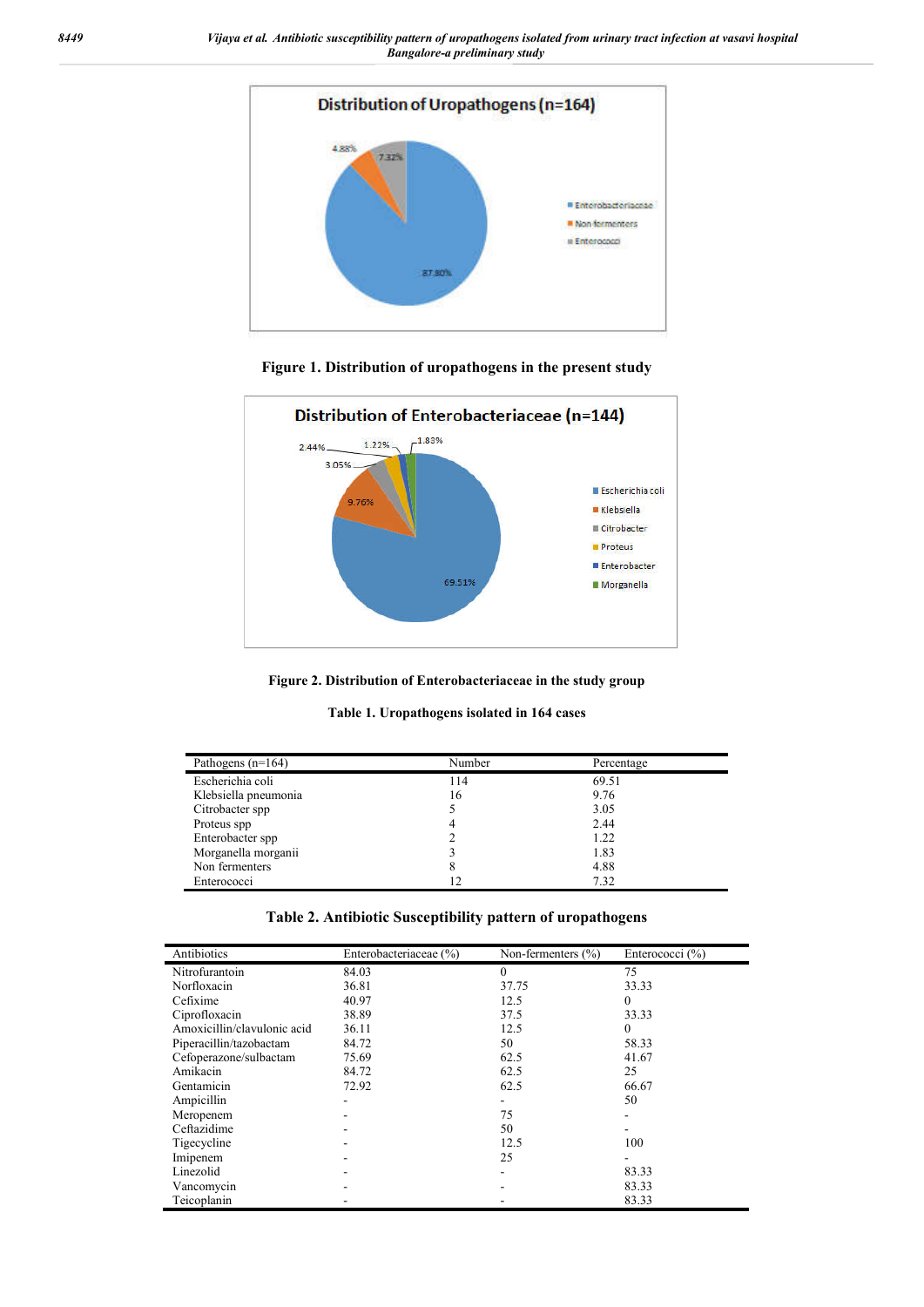Figure 1. Distribution of uropathogens in the present study

Figure 2. Distribution of Enterobacteriaceae in the study group

**Table 1. Uropathogens isolated in 164 cases**

| Pathogens (n=164) | Number | Percentage |
|---|---|---|
| Escherichia coli | 114 | 69.51 |
| Klebsiella pneumonia | 16 | 9.76 |
| Citrobacter spp | 5 | 3.05 |
| Proteus spp | 4 | 2.44 |
| Enterobacter spp | 2 | 1.22 |
| Morganella morganii | 3 | 1.83 |
| Non fermenters | 8 | 4.88 |
| Enterococci | 12 | 7.32 |

**Table 2. Antibiotic Susceptibility pattern of uropathogens**

| Antibiotics | Enterobacteriaceae (%) | Non-fermenters (%) | Enterococci (%) |
|---|---|---|---|
| Nitrofurantoin | 84.03 | 0 | 75 |
| Norfloxacin | 36.81 | 37.75 | 33.33 |
| Cefixime | 40.97 | 12.5 | 0 |
| Ciprofloxacin | 38.89 | 37.5 | 33.33 |
| Amoxicillin/clavulonic acid | 36.11 | 12.5 | 0 |
| Piperacillin/tazobactam | 84.72 | 50 | 58.33 |
| Cefoperazone/sulbactam | 75.69 | 62.5 | 41.67 |
| Amikacin | 84.72 | 62.5 | 25 |
| Gentamicin | 72.92 | 62.5 | 66.67 |
| Ampicillin | - | - | 50 |
| Meropenem | - | 75 | - |
| Ceftazidime | - | 50 | - |
| Tigecycline | - | 12.5 | 100 |
| Imipenem | - | 25 | - |
| Linezolid | - | - | 83.33 |
| Vancomycin | - | - | 83.33 |
| Teicoplanin | - | - | 83.33 |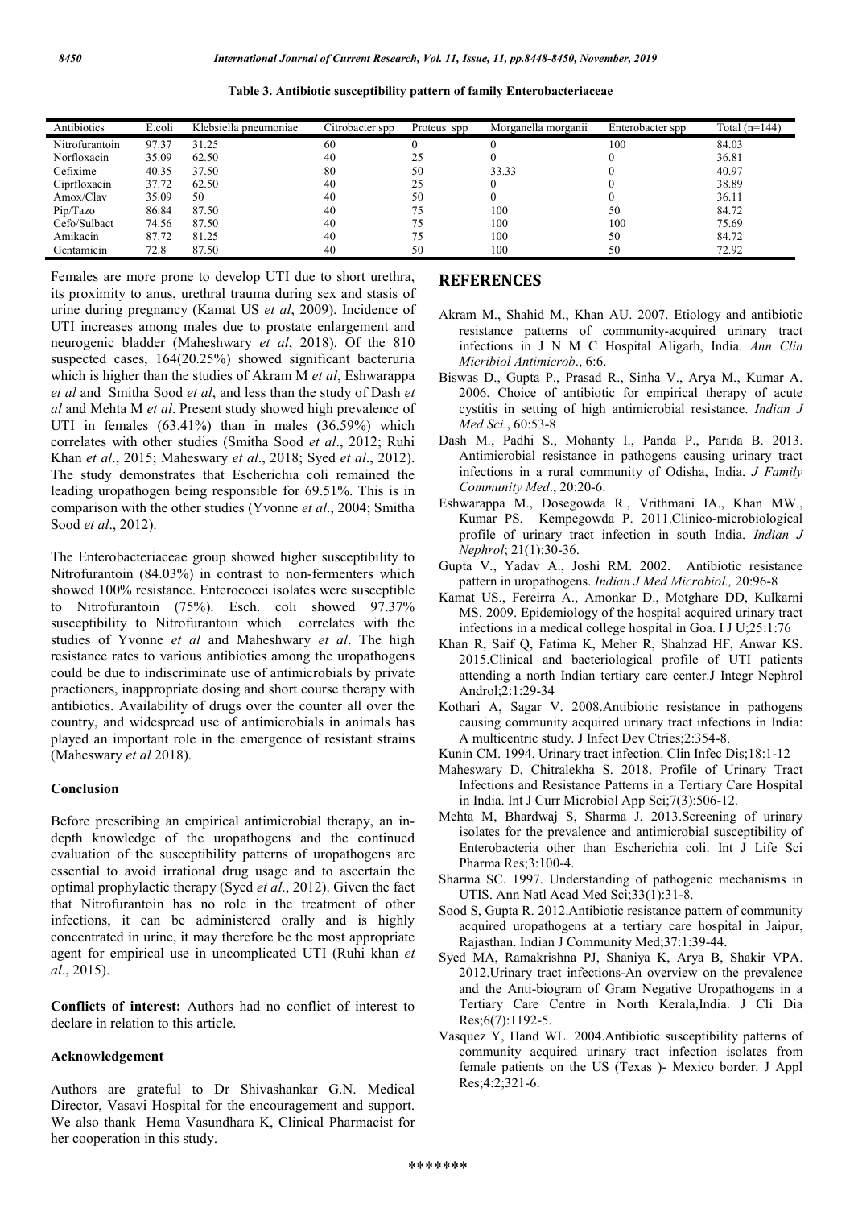**Table 3. Antibiotic susceptibility pattern of family Enterobacteriaceae**

| Antibiotics | E.coli | Klebsiella pneumoniae | Citrobacter spp | Proteus spp | Morganella morganii | Enterobacter spp | Total (n=144) |
|---|---|---|---|---|---|---|---|
| Nitrofurantoin | 97.37 | 31.25 | 60 | 0 | 0 | 100 | 84.03 |
| Norfloxacin | 35.09 | 62.50 | 40 | 25 | 0 | 0 | 36.81 |
| Cefixime | 40.35 | 37.50 | 80 | 50 | 33.33 | 0 | 40.97 |
| Ciprfloxacin | 37.72 | 62.50 | 40 | 25 | 0 | 0 | 38.89 |
| Amox/Clav | 35.09 | 50 | 40 | 50 | 0 | 0 | 36.11 |
| Pip/Tazo | 86.84 | 87.50 | 40 | 75 | 100 | 50 | 84.72 |
| Cefo/Sulbact | 74.56 | 87.50 | 40 | 75 | 100 | 100 | 75.69 |
| Amikacin | 87.72 | 81.25 | 40 | 75 | 100 | 50 | 84.72 |
| Gentamicin | 72.8 | 87.50 | 40 | 50 | 100 | 50 | 72.92 |

Females are more prone to develop UTI due to short urethra, its proximity to anus, urethral trauma during sex and stasis of urine during pregnancy (Kamat US *et al*, 2009). Incidence of UTI increases among males due to prostate enlargement and neurogenic bladder (Maheshwary *et al*, 2018). Of the 810 suspected cases, 164(20.25%) showed significant bacteruria which is higher than the studies of Akram M *et al*, Eshwarappa *et al* and Smitha Sood *et al*, and less than the study of Dash *et al* and Mehta M *et al*. Present study showed high prevalence of UTI in females (63.41%) than in males (36.59%) which correlates with other studies (Smitha Sood *et al*., 2012; Ruhi Khan *et al*., 2015; Maheswary *et al*., 2018; Syed *et al*., 2012). The study demonstrates that Escherichia coli remained the leading uropathogen being responsible for 69.51%. This is in comparison with the other studies (Yvonne *et al*., 2004; Smitha Sood *et al*., 2012).

The Enterobacteriaceae group showed higher susceptibility to Nitrofurantoin (84.03%) in contrast to non-fermenters which showed 100% resistance. Enterococci isolates were susceptible to Nitrofurantoin (75%). Esch. coli showed 97.37% susceptibility to Nitrofurantoin which correlates with the studies of Yvonne *et al* and Maheshwary *et al*. The high resistance rates to various antibiotics among the uropathogens could be due to indiscriminate use of antimicrobials by private practioners, inappropriate dosing and short course therapy with antibiotics. Availability of drugs over the counter all over the country, and widespread use of antimicrobials in animals has played an important role in the emergence of resistant strains (Maheswary *et al* 2018).

### Conclusion

Before prescribing an empirical antimicrobial therapy, an in-depth knowledge of the uropathogens and the continued evaluation of the susceptibility patterns of uropathogens are essential to avoid irrational drug usage and to ascertain the optimal prophylactic therapy (Syed *et al*., 2012). Given the fact that Nitrofurantoin has no role in the treatment of other infections, it can be administered orally and is highly concentrated in urine, it may therefore be the most appropriate agent for empirical use in uncomplicated UTI (Ruhi khan *et al*., 2015).

**Conflicts of interest:** Authors had no conflict of interest to declare in relation to this article.

### Acknowledgement

Authors are grateful to Dr Shivashankar G.N. Medical Director, Vasavi Hospital for the encouragement and support. We also thank Hema Vasundhara K, Clinical Pharmacist for her cooperation in this study.

## REFERENCES

Akram M., Shahid M., Khan AU. 2007. Etiology and antibiotic resistance patterns of community-acquired urinary tract infections in J N M C Hospital Aligarh, India. *Ann Clin Micribiol Antimicrob*., 6:6.

Biswas D., Gupta P., Prasad R., Sinha V., Arya M., Kumar A. 2006. Choice of antibiotic for empirical therapy of acute cystitis in setting of high antimicrobial resistance. *Indian J Med Sci*., 60:53-8

Dash M., Padhi S., Mohanty I., Panda P., Parida B. 2013. Antimicrobial resistance in pathogens causing urinary tract infections in a rural community of Odisha, India. *J Family Community Med*., 20:20-6.

Eshwarappa M., Dosegowda R., Vrithmani IA., Khan MW., Kumar PS. Kempegowda P. 2011.Clinico-microbiological profile of urinary tract infection in south India. *Indian J Nephrol*; 21(1):30-36.

Gupta V., Yadav A., Joshi RM. 2002. Antibiotic resistance pattern in uropathogens. *Indian J Med Microbiol.,* 20:96-8

Kamat US., Fereirra A., Amonkar D., Motghare DD, Kulkarni MS. 2009. Epidemiology of the hospital acquired urinary tract infections in a medical college hospital in Goa. I J U;25:1:76

Khan R, Saif Q, Fatima K, Meher R, Shahzad HF, Anwar KS. 2015.Clinical and bacteriological profile of UTI patients attending a north Indian tertiary care center.J Integr Nephrol Androl;2:1:29-34

Kothari A, Sagar V. 2008.Antibiotic resistance in pathogens causing community acquired urinary tract infections in India: A multicentric study. J Infect Dev Ctries;2:354-8.

Kunin CM. 1994. Urinary tract infection. Clin Infec Dis;18:1-12

Maheswary D, Chitralekha S. 2018. Profile of Urinary Tract Infections and Resistance Patterns in a Tertiary Care Hospital in India. Int J Curr Microbiol App Sci;7(3):506-12.

Mehta M, Bhardwaj S, Sharma J. 2013.Screening of urinary isolates for the prevalence and antimicrobial susceptibility of Enterobacteria other than Escherichia coli. Int J Life Sci Pharma Res;3:100-4.

Sharma SC. 1997. Understanding of pathogenic mechanisms in UTIS. Ann Natl Acad Med Sci;33(1):31-8.

Sood S, Gupta R. 2012.Antibiotic resistance pattern of community acquired uropathogens at a tertiary care hospital in Jaipur, Rajasthan. Indian J Community Med;37:1:39-44.

Syed MA, Ramakrishna PJ, Shaniya K, Arya B, Shakir VPA. 2012.Urinary tract infections-An overview on the prevalence and the Anti-biogram of Gram Negative Uropathogens in a Tertiary Care Centre in North Kerala,India. J Cli Dia Res;6(7):1192-5.

Vasquez Y, Hand WL. 2004.Antibiotic susceptibility patterns of community acquired urinary tract infection isolates from female patients on the US (Texas )- Mexico border. J Appl Res;4:2;321-6.

\*\*\*\*\*\*\*